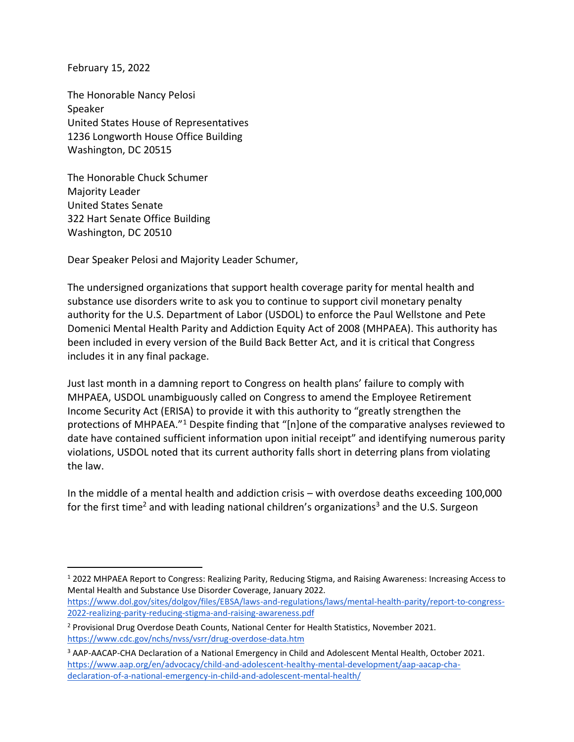February 15, 2022

The Honorable Nancy Pelosi
Speaker
United States House of Representatives
1236 Longworth House Office Building
Washington, DC 20515

The Honorable Chuck Schumer
Majority Leader
United States Senate
322 Hart Senate Office Building
Washington, DC 20510

Dear Speaker Pelosi and Majority Leader Schumer,

The undersigned organizations that support health coverage parity for mental health and substance use disorders write to ask you to continue to support civil monetary penalty authority for the U.S. Department of Labor (USDOL) to enforce the Paul Wellstone and Pete Domenici Mental Health Parity and Addiction Equity Act of 2008 (MHPAEA). This authority has been included in every version of the Build Back Better Act, and it is critical that Congress includes it in any final package.

Just last month in a damning report to Congress on health plans' failure to comply with MHPAEA, USDOL unambiguously called on Congress to amend the Employee Retirement Income Security Act (ERISA) to provide it with this authority to "greatly strengthen the protections of MHPAEA."[1] Despite finding that "[n]one of the comparative analyses reviewed to date have contained sufficient information upon initial receipt" and identifying numerous parity violations, USDOL noted that its current authority falls short in deterring plans from violating the law.

In the middle of a mental health and addiction crisis – with overdose deaths exceeding 100,000 for the first time[2] and with leading national children's organizations[3] and the U.S. Surgeon

---

[1] 2022 MHPAEA Report to Congress: Realizing Parity, Reducing Stigma, and Raising Awareness: Increasing Access to Mental Health and Substance Use Disorder Coverage, January 2022. https://www.dol.gov/sites/dolgov/files/EBSA/laws-and-regulations/laws/mental-health-parity/report-to-congress-2022-realizing-parity-reducing-stigma-and-raising-awareness.pdf

[2] Provisional Drug Overdose Death Counts, National Center for Health Statistics, November 2021. https://www.cdc.gov/nchs/nvss/vsrr/drug-overdose-data.htm

[3] AAP-AACAP-CHA Declaration of a National Emergency in Child and Adolescent Mental Health, October 2021. https://www.aap.org/en/advocacy/child-and-adolescent-healthy-mental-development/aap-aacap-cha-declaration-of-a-national-emergency-in-child-and-adolescent-mental-health/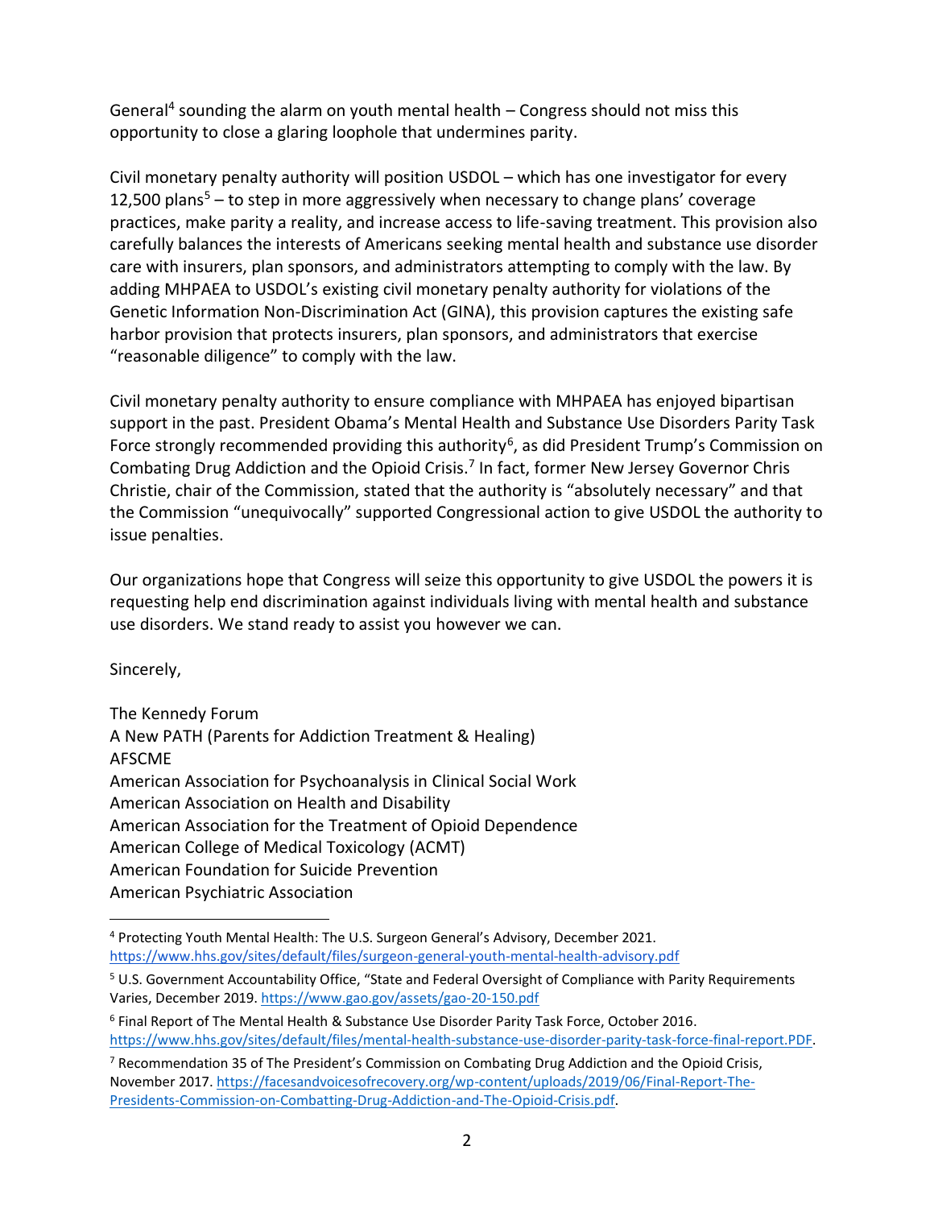General[4] sounding the alarm on youth mental health – Congress should not miss this opportunity to close a glaring loophole that undermines parity.

Civil monetary penalty authority will position USDOL – which has one investigator for every 12,500 plans[5] – to step in more aggressively when necessary to change plans' coverage practices, make parity a reality, and increase access to life-saving treatment. This provision also carefully balances the interests of Americans seeking mental health and substance use disorder care with insurers, plan sponsors, and administrators attempting to comply with the law. By adding MHPAEA to USDOL's existing civil monetary penalty authority for violations of the Genetic Information Non-Discrimination Act (GINA), this provision captures the existing safe harbor provision that protects insurers, plan sponsors, and administrators that exercise "reasonable diligence" to comply with the law.

Civil monetary penalty authority to ensure compliance with MHPAEA has enjoyed bipartisan support in the past. President Obama's Mental Health and Substance Use Disorders Parity Task Force strongly recommended providing this authority[6], as did President Trump's Commission on Combating Drug Addiction and the Opioid Crisis.[7] In fact, former New Jersey Governor Chris Christie, chair of the Commission, stated that the authority is "absolutely necessary" and that the Commission "unequivocally" supported Congressional action to give USDOL the authority to issue penalties.

Our organizations hope that Congress will seize this opportunity to give USDOL the powers it is requesting help end discrimination against individuals living with mental health and substance use disorders. We stand ready to assist you however we can.

Sincerely,

The Kennedy Forum
A New PATH (Parents for Addiction Treatment & Healing)
AFSCME
American Association for Psychoanalysis in Clinical Social Work
American Association on Health and Disability
American Association for the Treatment of Opioid Dependence
American College of Medical Toxicology (ACMT)
American Foundation for Suicide Prevention
American Psychiatric Association

---

[4] Protecting Youth Mental Health: The U.S. Surgeon General's Advisory, December 2021. https://www.hhs.gov/sites/default/files/surgeon-general-youth-mental-health-advisory.pdf

[5] U.S. Government Accountability Office, "State and Federal Oversight of Compliance with Parity Requirements Varies, December 2019. https://www.gao.gov/assets/gao-20-150.pdf

[6] Final Report of The Mental Health & Substance Use Disorder Parity Task Force, October 2016. https://www.hhs.gov/sites/default/files/mental-health-substance-use-disorder-parity-task-force-final-report.PDF.

[7] Recommendation 35 of The President's Commission on Combating Drug Addiction and the Opioid Crisis, November 2017. https://facesandvoicesofrecovery.org/wp-content/uploads/2019/06/Final-Report-The-Presidents-Commission-on-Combatting-Drug-Addiction-and-The-Opioid-Crisis.pdf.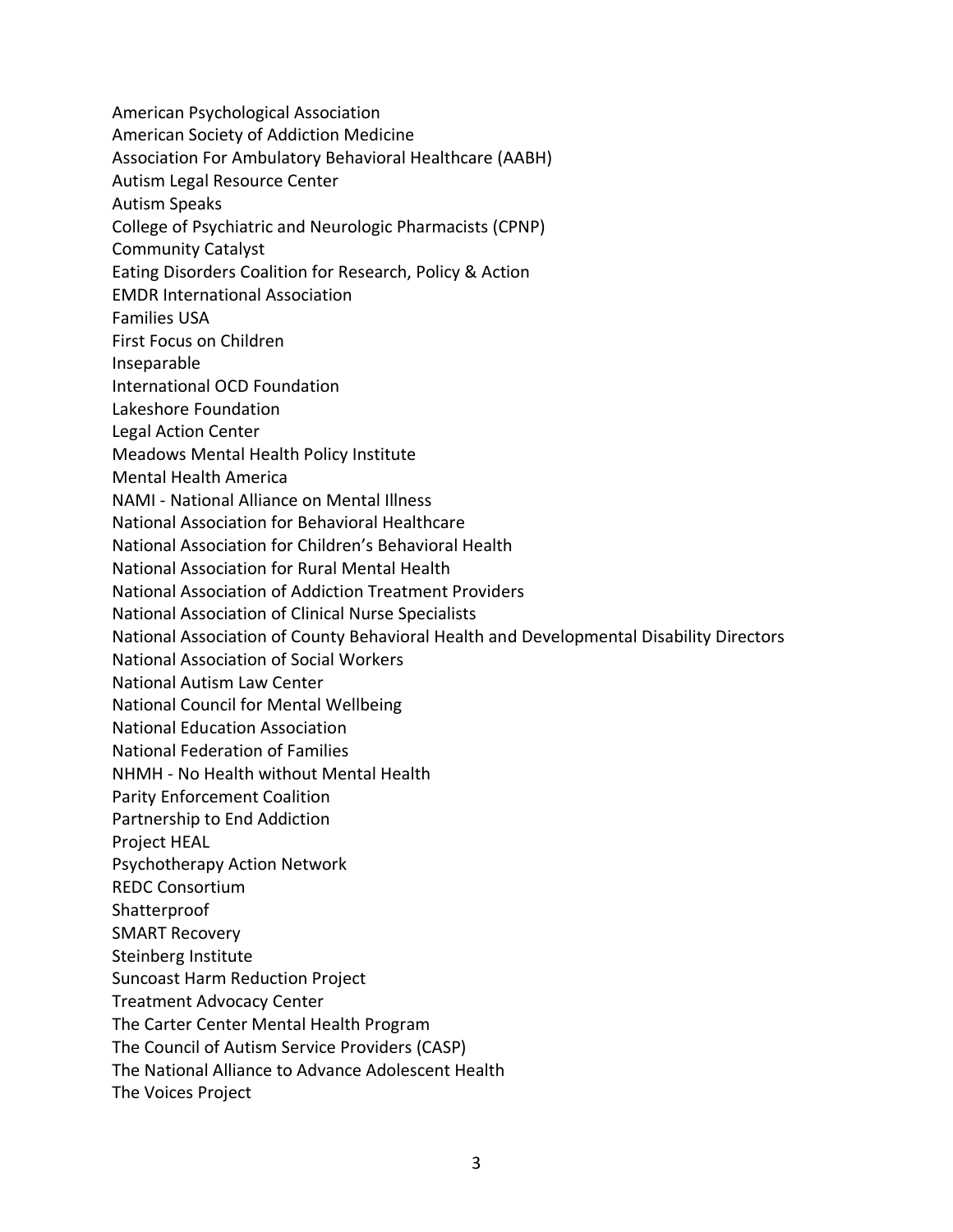American Psychological Association
American Society of Addiction Medicine
Association For Ambulatory Behavioral Healthcare (AABH)
Autism Legal Resource Center
Autism Speaks
College of Psychiatric and Neurologic Pharmacists (CPNP)
Community Catalyst
Eating Disorders Coalition for Research, Policy & Action
EMDR International Association
Families USA
First Focus on Children
Inseparable
International OCD Foundation
Lakeshore Foundation
Legal Action Center
Meadows Mental Health Policy Institute
Mental Health America
NAMI - National Alliance on Mental Illness
National Association for Behavioral Healthcare
National Association for Children's Behavioral Health
National Association for Rural Mental Health
National Association of Addiction Treatment Providers
National Association of Clinical Nurse Specialists
National Association of County Behavioral Health and Developmental Disability Directors
National Association of Social Workers
National Autism Law Center
National Council for Mental Wellbeing
National Education Association
National Federation of Families
NHMH - No Health without Mental Health
Parity Enforcement Coalition
Partnership to End Addiction
Project HEAL
Psychotherapy Action Network
REDC Consortium
Shatterproof
SMART Recovery
Steinberg Institute
Suncoast Harm Reduction Project
Treatment Advocacy Center
The Carter Center Mental Health Program
The Council of Autism Service Providers (CASP)
The National Alliance to Advance Adolescent Health
The Voices Project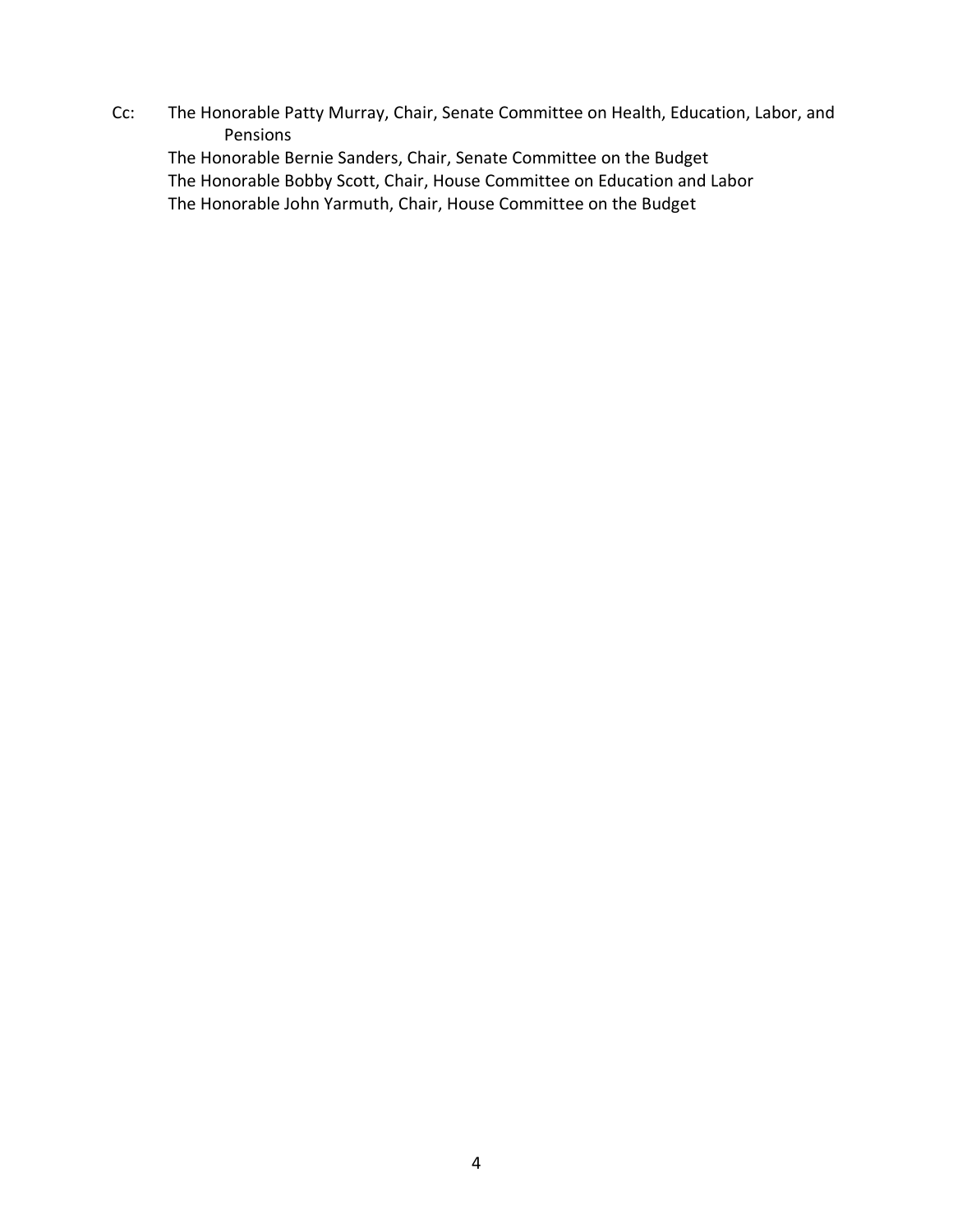Cc: The Honorable Patty Murray, Chair, Senate Committee on Health, Education, Labor, and Pensions
The Honorable Bernie Sanders, Chair, Senate Committee on the Budget
The Honorable Bobby Scott, Chair, House Committee on Education and Labor
The Honorable John Yarmuth, Chair, House Committee on the Budget